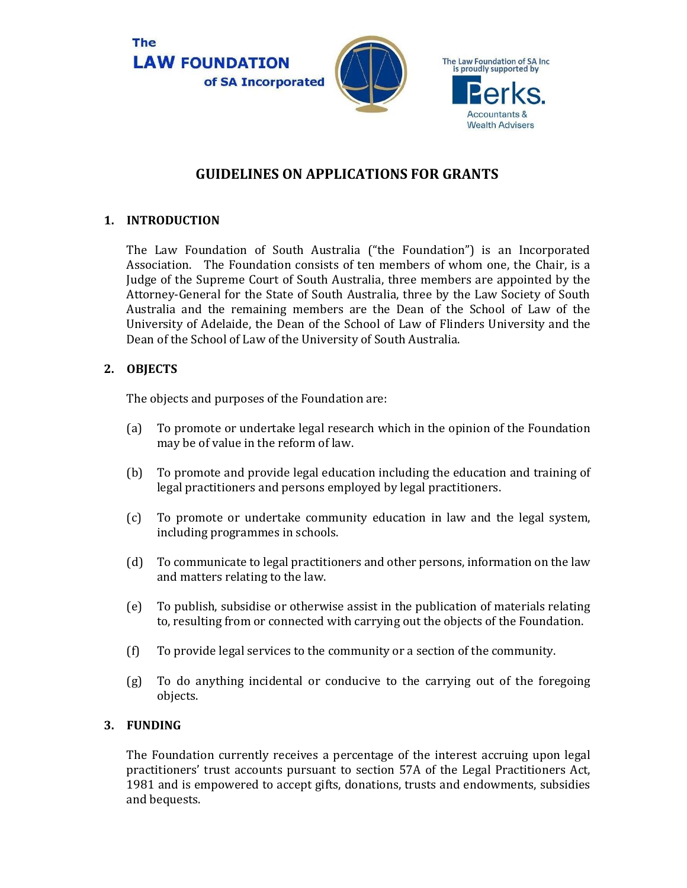The LAW FOUNDATION of SA Incorporated

The Law Foundation of SA Inc is proudly supported by Perks. Accountants & Wealth Advisers

# GUIDELINES ON APPLICATIONS FOR GRANTS

## 1. INTRODUCTION

The Law Foundation of South Australia ("the Foundation") is an Incorporated Association. The Foundation consists of ten members of whom one, the Chair, is a Judge of the Supreme Court of South Australia, three members are appointed by the Attorney-General for the State of South Australia, three by the Law Society of South Australia and the remaining members are the Dean of the School of Law of the University of Adelaide, the Dean of the School of Law of Flinders University and the Dean of the School of Law of the University of South Australia.

## 2. OBJECTS

The objects and purposes of the Foundation are:

(a) To promote or undertake legal research which in the opinion of the Foundation may be of value in the reform of law.

(b) To promote and provide legal education including the education and training of legal practitioners and persons employed by legal practitioners.

(c) To promote or undertake community education in law and the legal system, including programmes in schools.

(d) To communicate to legal practitioners and other persons, information on the law and matters relating to the law.

(e) To publish, subsidise or otherwise assist in the publication of materials relating to, resulting from or connected with carrying out the objects of the Foundation.

(f) To provide legal services to the community or a section of the community.

(g) To do anything incidental or conducive to the carrying out of the foregoing objects.

## 3. FUNDING

The Foundation currently receives a percentage of the interest accruing upon legal practitioners' trust accounts pursuant to section 57A of the Legal Practitioners Act, 1981 and is empowered to accept gifts, donations, trusts and endowments, subsidies and bequests.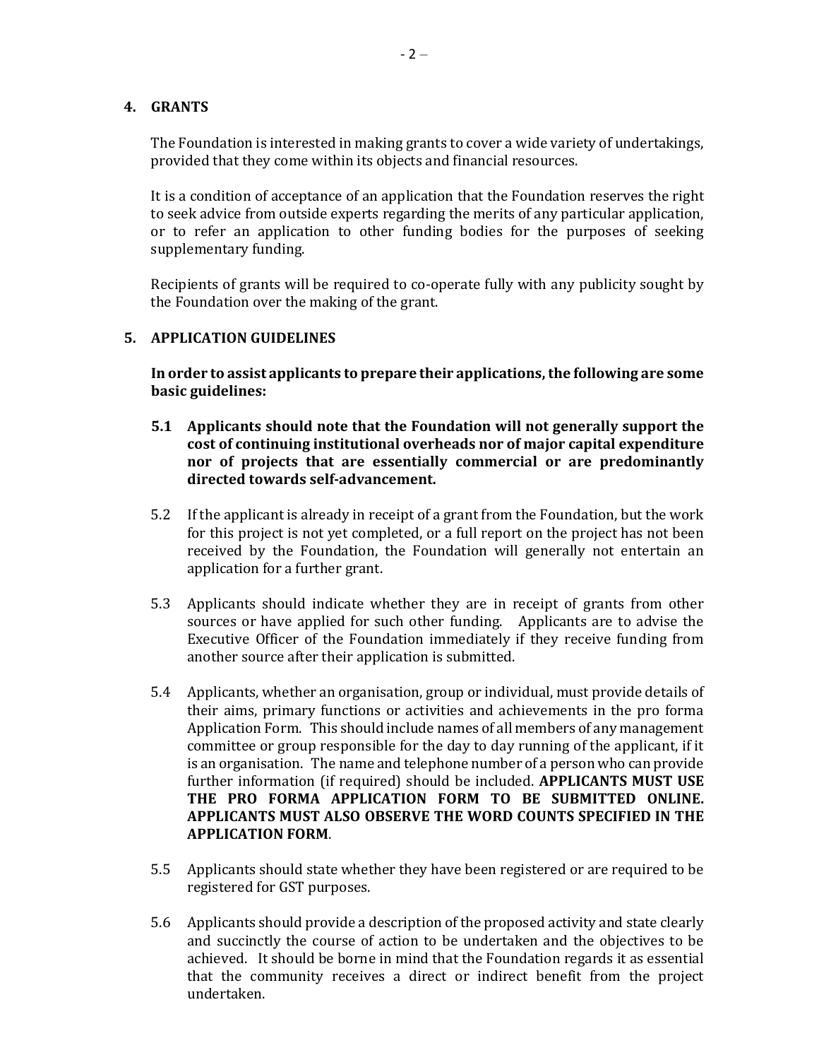## 4. GRANTS

The Foundation is interested in making grants to cover a wide variety of undertakings, provided that they come within its objects and financial resources.

It is a condition of acceptance of an application that the Foundation reserves the right to seek advice from outside experts regarding the merits of any particular application, or to refer an application to other funding bodies for the purposes of seeking supplementary funding.

Recipients of grants will be required to co-operate fully with any publicity sought by the Foundation over the making of the grant.

## 5. APPLICATION GUIDELINES

**In order to assist applicants to prepare their applications, the following are some basic guidelines:**

**5.1 Applicants should note that the Foundation will not generally support the cost of continuing institutional overheads nor of major capital expenditure nor of projects that are essentially commercial or are predominantly directed towards self-advancement.**

5.2 If the applicant is already in receipt of a grant from the Foundation, but the work for this project is not yet completed, or a full report on the project has not been received by the Foundation, the Foundation will generally not entertain an application for a further grant.

5.3 Applicants should indicate whether they are in receipt of grants from other sources or have applied for such other funding. Applicants are to advise the Executive Officer of the Foundation immediately if they receive funding from another source after their application is submitted.

5.4 Applicants, whether an organisation, group or individual, must provide details of their aims, primary functions or activities and achievements in the pro forma Application Form. This should include names of all members of any management committee or group responsible for the day to day running of the applicant, if it is an organisation. The name and telephone number of a person who can provide further information (if required) should be included. **APPLICANTS MUST USE THE PRO FORMA APPLICATION FORM TO BE SUBMITTED ONLINE. APPLICANTS MUST ALSO OBSERVE THE WORD COUNTS SPECIFIED IN THE APPLICATION FORM**.

5.5 Applicants should state whether they have been registered or are required to be registered for GST purposes.

5.6 Applicants should provide a description of the proposed activity and state clearly and succinctly the course of action to be undertaken and the objectives to be achieved. It should be borne in mind that the Foundation regards it as essential that the community receives a direct or indirect benefit from the project undertaken.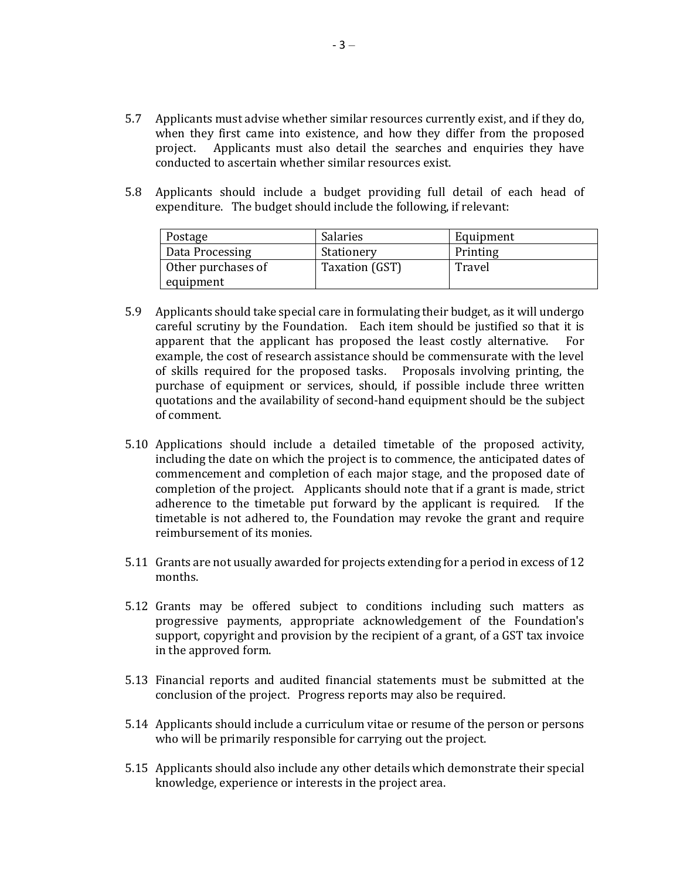5.7 Applicants must advise whether similar resources currently exist, and if they do, when they first came into existence, and how they differ from the proposed project. Applicants must also detail the searches and enquiries they have conducted to ascertain whether similar resources exist.

5.8 Applicants should include a budget providing full detail of each head of expenditure. The budget should include the following, if relevant:

| Postage | Salaries | Equipment |
|---|---|---|
| Data Processing | Stationery | Printing |
| Other purchases of equipment | Taxation (GST) | Travel |

5.9 Applicants should take special care in formulating their budget, as it will undergo careful scrutiny by the Foundation. Each item should be justified so that it is apparent that the applicant has proposed the least costly alternative. For example, the cost of research assistance should be commensurate with the level of skills required for the proposed tasks. Proposals involving printing, the purchase of equipment or services, should, if possible include three written quotations and the availability of second-hand equipment should be the subject of comment.

5.10 Applications should include a detailed timetable of the proposed activity, including the date on which the project is to commence, the anticipated dates of commencement and completion of each major stage, and the proposed date of completion of the project. Applicants should note that if a grant is made, strict adherence to the timetable put forward by the applicant is required. If the timetable is not adhered to, the Foundation may revoke the grant and require reimbursement of its monies.

5.11 Grants are not usually awarded for projects extending for a period in excess of 12 months.

5.12 Grants may be offered subject to conditions including such matters as progressive payments, appropriate acknowledgement of the Foundation's support, copyright and provision by the recipient of a grant, of a GST tax invoice in the approved form.

5.13 Financial reports and audited financial statements must be submitted at the conclusion of the project. Progress reports may also be required.

5.14 Applicants should include a curriculum vitae or resume of the person or persons who will be primarily responsible for carrying out the project.

5.15 Applicants should also include any other details which demonstrate their special knowledge, experience or interests in the project area.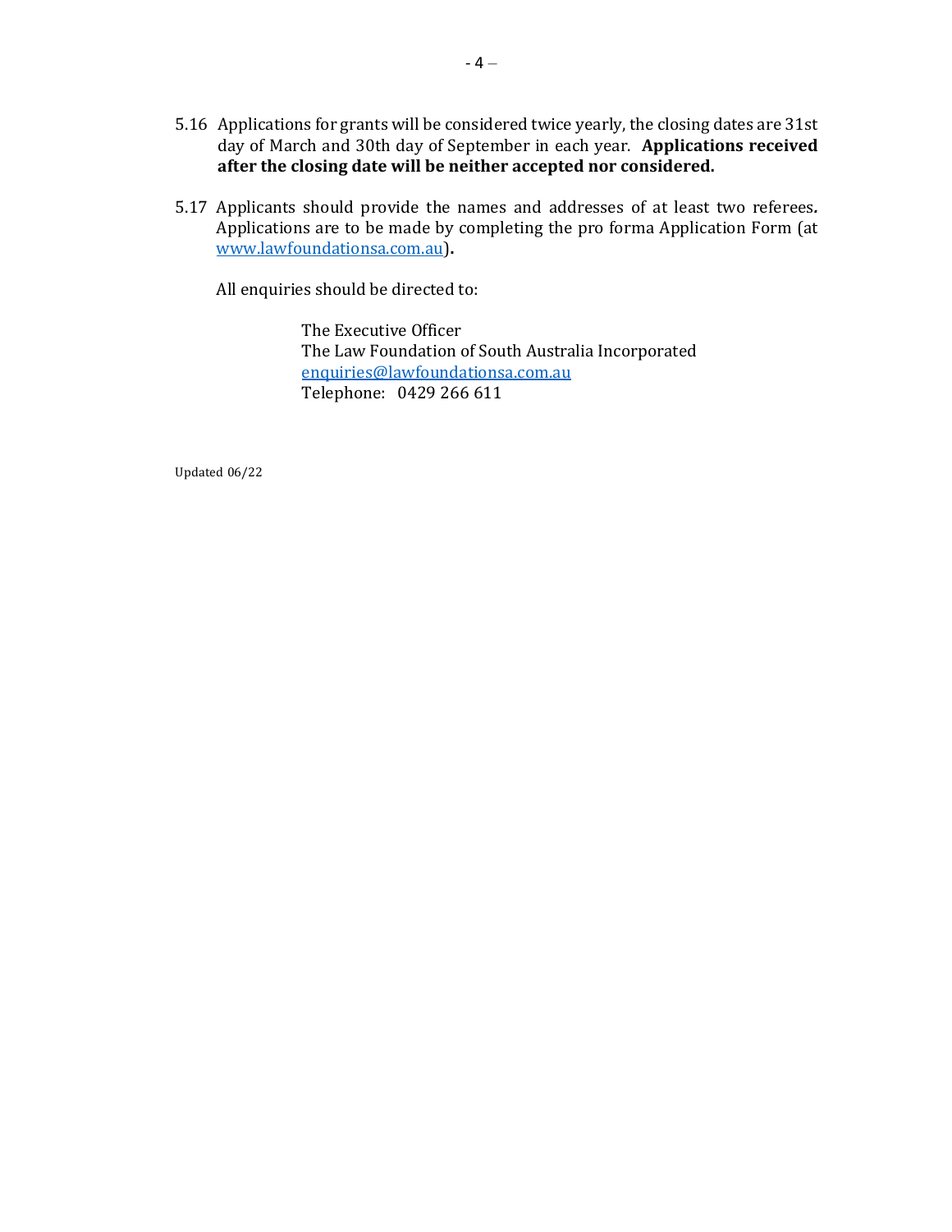5.16 Applications for grants will be considered twice yearly, the closing dates are 31st day of March and 30th day of September in each year. **Applications received after the closing date will be neither accepted nor considered.**

5.17 Applicants should provide the names and addresses of at least two referees*.* Applications are to be made by completing the pro forma Application Form (at www.lawfoundationsa.com.au)**.**

All enquiries should be directed to:

The Executive Officer
The Law Foundation of South Australia Incorporated
enquiries@lawfoundationsa.com.au
Telephone: 0429 266 611

Updated 06/22